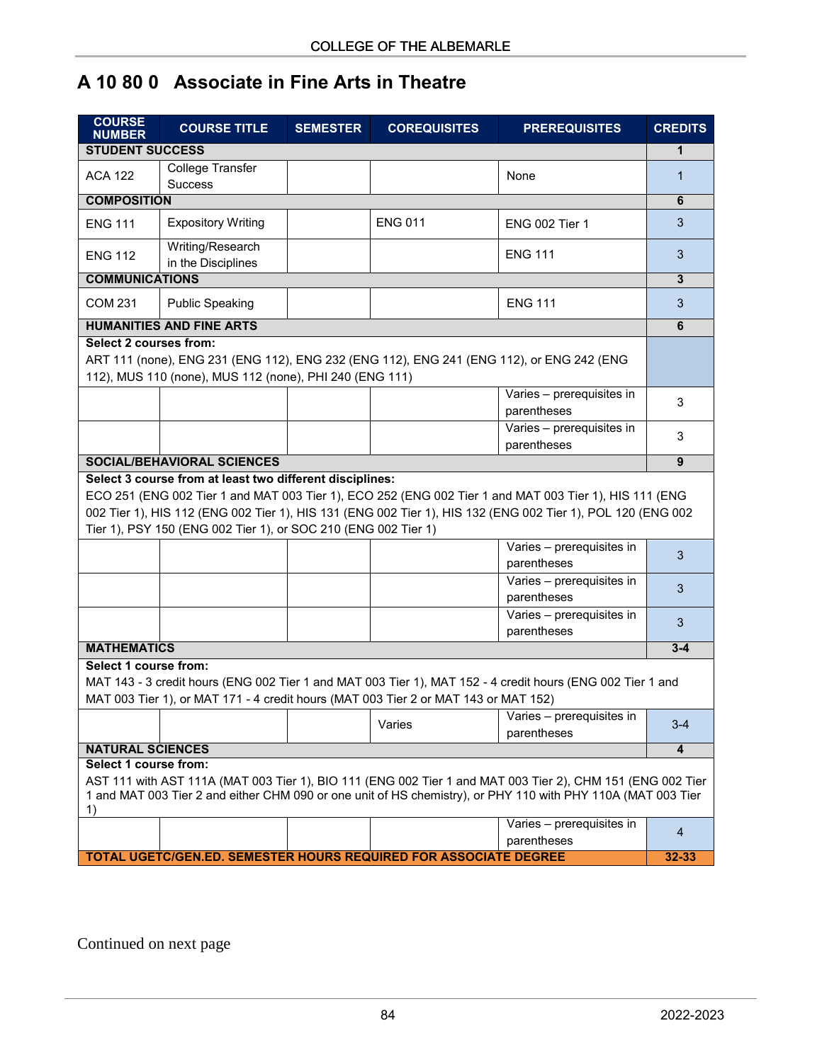# A 10 80 0 Associate in Fine Arts in Theatre

| COURSE NUMBER | COURSE TITLE | SEMESTER | COREQUISITES | PREREQUISITES | CREDITS |
|---|---|---|---|---|---|
| **STUDENT SUCCESS** | | | | | **1** |
| ACA 122 | College Transfer Success | | | None | 1 |
| **COMPOSITION** | | | | | **6** |
| ENG 111 | Expository Writing | | ENG 011 | ENG 002 Tier 1 | 3 |
| ENG 112 | Writing/Research in the Disciplines | | | ENG 111 | 3 |
| **COMMUNICATIONS** | | | | | **3** |
| COM 231 | Public Speaking | | | ENG 111 | 3 |
| **HUMANITIES AND FINE ARTS** | | | | | **6** |
| **Select 2 courses from:** ART 111 (none), ENG 231 (ENG 112), ENG 232 (ENG 112), ENG 241 (ENG 112), or ENG 242 (ENG 112), MUS 110 (none), MUS 112 (none), PHI 240 (ENG 111) | | | | | |
| | | | | Varies – prerequisites in parentheses | 3 |
| | | | | Varies – prerequisites in parentheses | 3 |
| **SOCIAL/BEHAVIORAL SCIENCES** | | | | | **9** |
| **Select 3 course from at least two different disciplines:** ECO 251 (ENG 002 Tier 1 and MAT 003 Tier 1), ECO 252 (ENG 002 Tier 1 and MAT 003 Tier 1), HIS 111 (ENG 002 Tier 1), HIS 112 (ENG 002 Tier 1), HIS 131 (ENG 002 Tier 1), HIS 132 (ENG 002 Tier 1), POL 120 (ENG 002 Tier 1), PSY 150 (ENG 002 Tier 1), or SOC 210 (ENG 002 Tier 1) | | | | | |
| | | | | Varies – prerequisites in parentheses | 3 |
| | | | | Varies – prerequisites in parentheses | 3 |
| | | | | Varies – prerequisites in parentheses | 3 |
| **MATHEMATICS** | | | | | **3-4** |
| **Select 1 course from:** MAT 143 - 3 credit hours (ENG 002 Tier 1 and MAT 003 Tier 1), MAT 152 - 4 credit hours (ENG 002 Tier 1 and MAT 003 Tier 1), or MAT 171 - 4 credit hours (MAT 003 Tier 2 or MAT 143 or MAT 152) | | | | | |
| | | | Varies | Varies – prerequisites in parentheses | 3-4 |
| **NATURAL SCIENCES** | | | | | **4** |
| **Select 1 course from:** AST 111 with AST 111A (MAT 003 Tier 1), BIO 111 (ENG 002 Tier 1 and MAT 003 Tier 2), CHM 151 (ENG 002 Tier 1 and MAT 003 Tier 2 and either CHM 090 or one unit of HS chemistry), or PHY 110 with PHY 110A (MAT 003 Tier 1) | | | | | |
| | | | | Varies – prerequisites in parentheses | 4 |
| **TOTAL UGETC/GEN.ED. SEMESTER HOURS REQUIRED FOR ASSOCIATE DEGREE** | | | | | **32-33** |

Continued on next page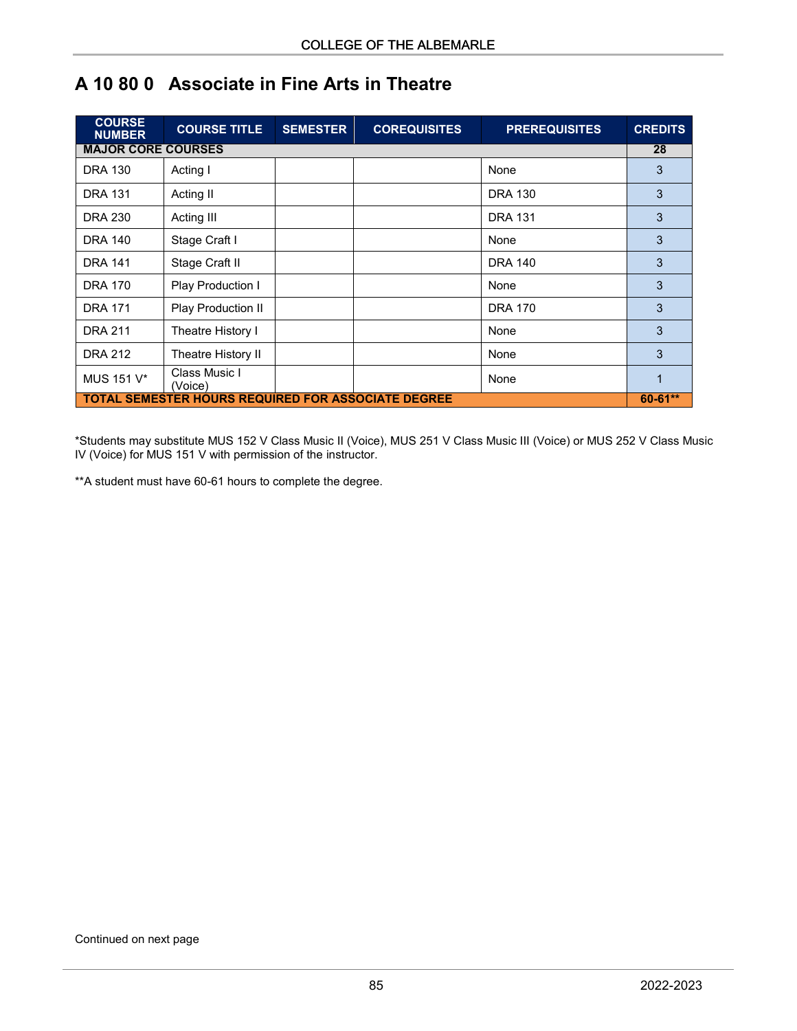# A 10 80 0 Associate in Fine Arts in Theatre

| COURSE NUMBER | COURSE TITLE | SEMESTER | COREQUISITES | PREREQUISITES | CREDITS |
|---|---|---|---|---|---|
| **MAJOR CORE COURSES** | | | | | **28** |
| DRA 130 | Acting I | | | None | 3 |
| DRA 131 | Acting II | | | DRA 130 | 3 |
| DRA 230 | Acting III | | | DRA 131 | 3 |
| DRA 140 | Stage Craft I | | | None | 3 |
| DRA 141 | Stage Craft II | | | DRA 140 | 3 |
| DRA 170 | Play Production I | | | None | 3 |
| DRA 171 | Play Production II | | | DRA 170 | 3 |
| DRA 211 | Theatre History I | | | None | 3 |
| DRA 212 | Theatre History II | | | None | 3 |
| MUS 151 V* | Class Music I (Voice) | | | None | 1 |
| **TOTAL SEMESTER HOURS REQUIRED FOR ASSOCIATE DEGREE** | | | | | **60-61**** |

*Students may substitute MUS 152 V Class Music II (Voice), MUS 251 V Class Music III (Voice) or MUS 252 V Class Music IV (Voice) for MUS 151 V with permission of the instructor.

**A student must have 60-61 hours to complete the degree.

Continued on next page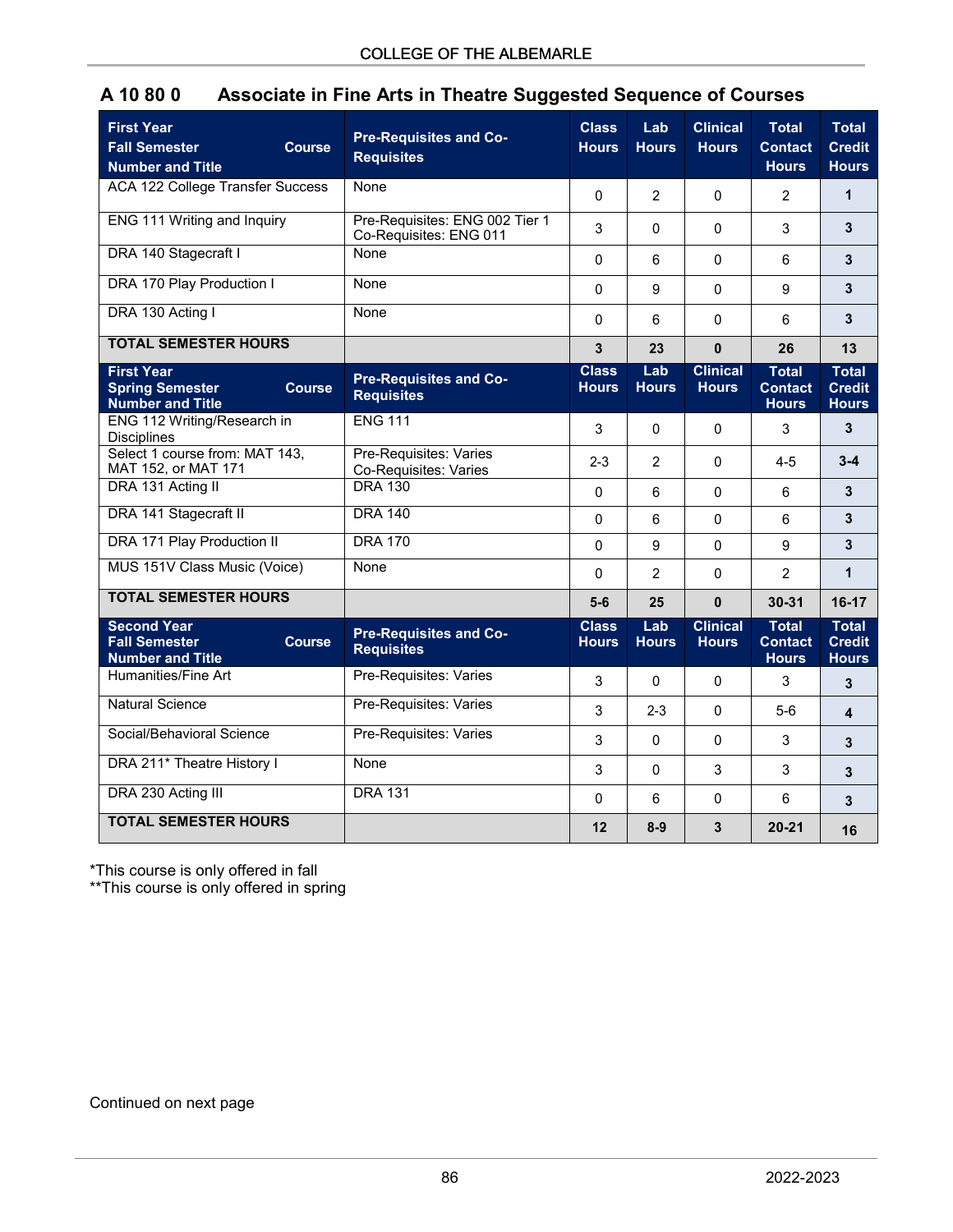## A 10 80 0 Associate in Fine Arts in Theatre Suggested Sequence of Courses

| First Year Fall Semester Course Number and Title | Pre-Requisites and Co-Requisites | Class Hours | Lab Hours | Clinical Hours | Total Contact Hours | Total Credit Hours |
|---|---|---|---|---|---|---|
| ACA 122 College Transfer Success | None | 0 | 2 | 0 | 2 | **1** |
| ENG 111 Writing and Inquiry | Pre-Requisites: ENG 002 Tier 1<br>Co-Requisites: ENG 011 | 3 | 0 | 0 | 3 | **3** |
| DRA 140 Stagecraft I | None | 0 | 6 | 0 | 6 | **3** |
| DRA 170 Play Production I | None | 0 | 9 | 0 | 9 | **3** |
| DRA 130 Acting I | None | 0 | 6 | 0 | 6 | **3** |
| **TOTAL SEMESTER HOURS** | | **3** | **23** | **0** | **26** | **13** |
| **First Year Spring Semester Course Number and Title** | **Pre-Requisites and Co-Requisites** | **Class Hours** | **Lab Hours** | **Clinical Hours** | **Total Contact Hours** | **Total Credit Hours** |
| ENG 112 Writing/Research in Disciplines | ENG 111 | 3 | 0 | 0 | 3 | **3** |
| Select 1 course from: MAT 143, MAT 152, or MAT 171 | Pre-Requisites: Varies<br>Co-Requisites: Varies | 2-3 | 2 | 0 | 4-5 | **3-4** |
| DRA 131 Acting II | DRA 130 | 0 | 6 | 0 | 6 | **3** |
| DRA 141 Stagecraft II | DRA 140 | 0 | 6 | 0 | 6 | **3** |
| DRA 171 Play Production II | DRA 170 | 0 | 9 | 0 | 9 | **3** |
| MUS 151V Class Music (Voice) | None | 0 | 2 | 0 | 2 | **1** |
| **TOTAL SEMESTER HOURS** | | **5-6** | **25** | **0** | **30-31** | **16-17** |
| **Second Year Fall Semester Course Number and Title** | **Pre-Requisites and Co-Requisites** | **Class Hours** | **Lab Hours** | **Clinical Hours** | **Total Contact Hours** | **Total Credit Hours** |
| Humanities/Fine Art | Pre-Requisites: Varies | 3 | 0 | 0 | 3 | **3** |
| Natural Science | Pre-Requisites: Varies | 3 | 2-3 | 0 | 5-6 | **4** |
| Social/Behavioral Science | Pre-Requisites: Varies | 3 | 0 | 0 | 3 | **3** |
| DRA 211* Theatre History I | None | 3 | 0 | 3 | 3 | **3** |
| DRA 230 Acting III | DRA 131 | 0 | 6 | 0 | 6 | **3** |
| **TOTAL SEMESTER HOURS** | | **12** | **8-9** | **3** | **20-21** | **16** |

*This course is only offered in fall
**This course is only offered in spring

Continued on next page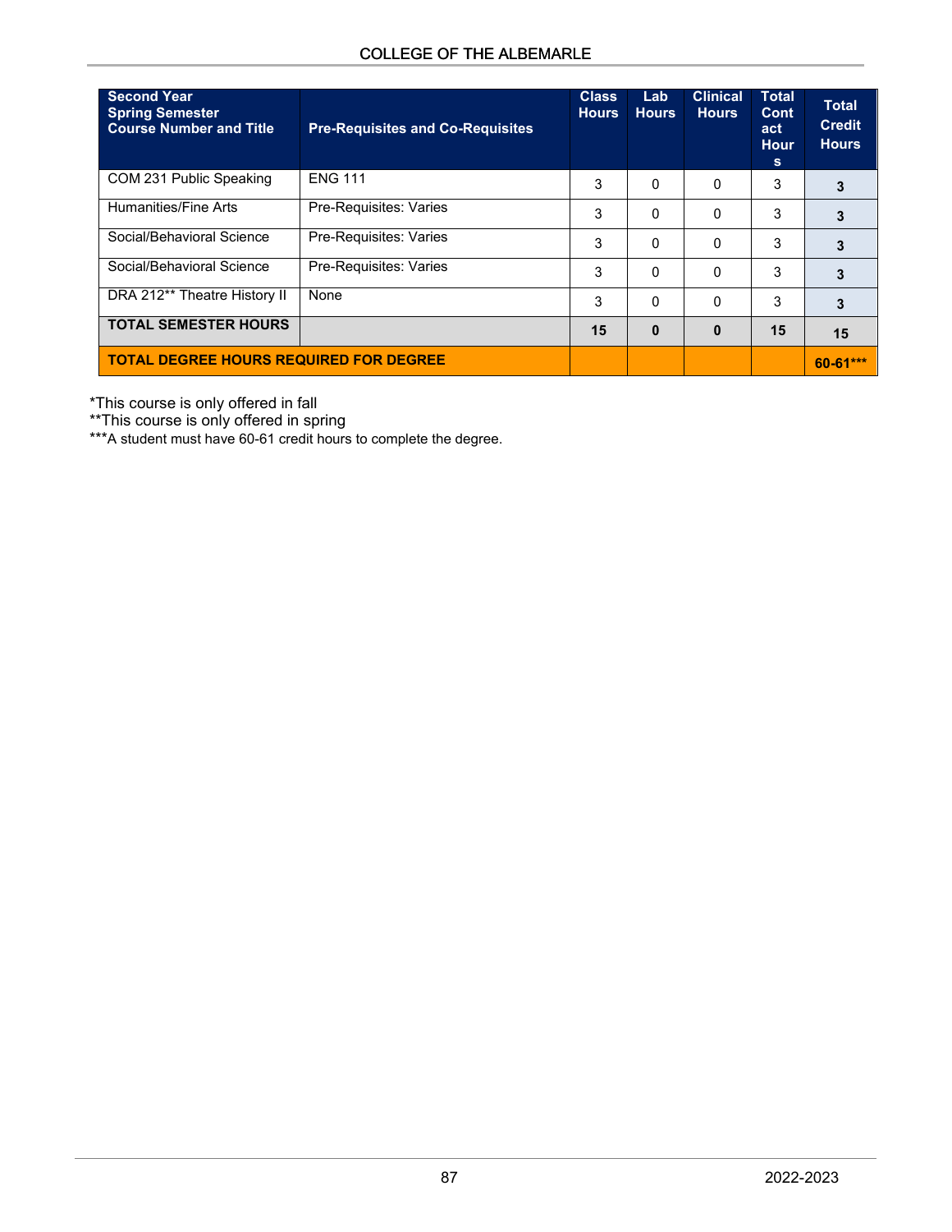| Second Year Spring Semester Course Number and Title | Pre-Requisites and Co-Requisites | Class Hours | Lab Hours | Clinical Hours | Total Contact Hours | Total Credit Hours |
|---|---|---|---|---|---|---|
| COM 231 Public Speaking | ENG 111 | 3 | 0 | 0 | 3 | 3 |
| Humanities/Fine Arts | Pre-Requisites: Varies | 3 | 0 | 0 | 3 | 3 |
| Social/Behavioral Science | Pre-Requisites: Varies | 3 | 0 | 0 | 3 | 3 |
| Social/Behavioral Science | Pre-Requisites: Varies | 3 | 0 | 0 | 3 | 3 |
| DRA 212** Theatre History II | None | 3 | 0 | 0 | 3 | 3 |
| **TOTAL SEMESTER HOURS** | | **15** | **0** | **0** | **15** | **15** |
| **TOTAL DEGREE HOURS REQUIRED FOR DEGREE** | | | | | | **60-61*** ** |

*This course is only offered in fall
**This course is only offered in spring
***A student must have 60-61 credit hours to complete the degree.